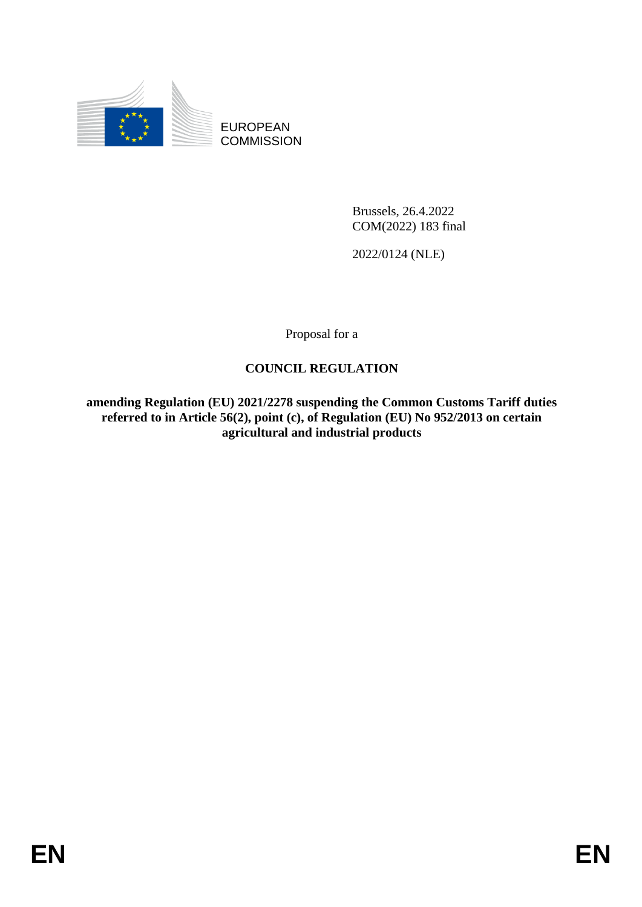EUROPEAN COMMISSION

Brussels, 26.4.2022
COM(2022) 183 final

2022/0124 (NLE)

Proposal for a

# COUNCIL REGULATION

**amending Regulation (EU) 2021/2278 suspending the Common Customs Tariff duties referred to in Article 56(2), point (c), of Regulation (EU) No 952/2013 on certain agricultural and industrial products**

EN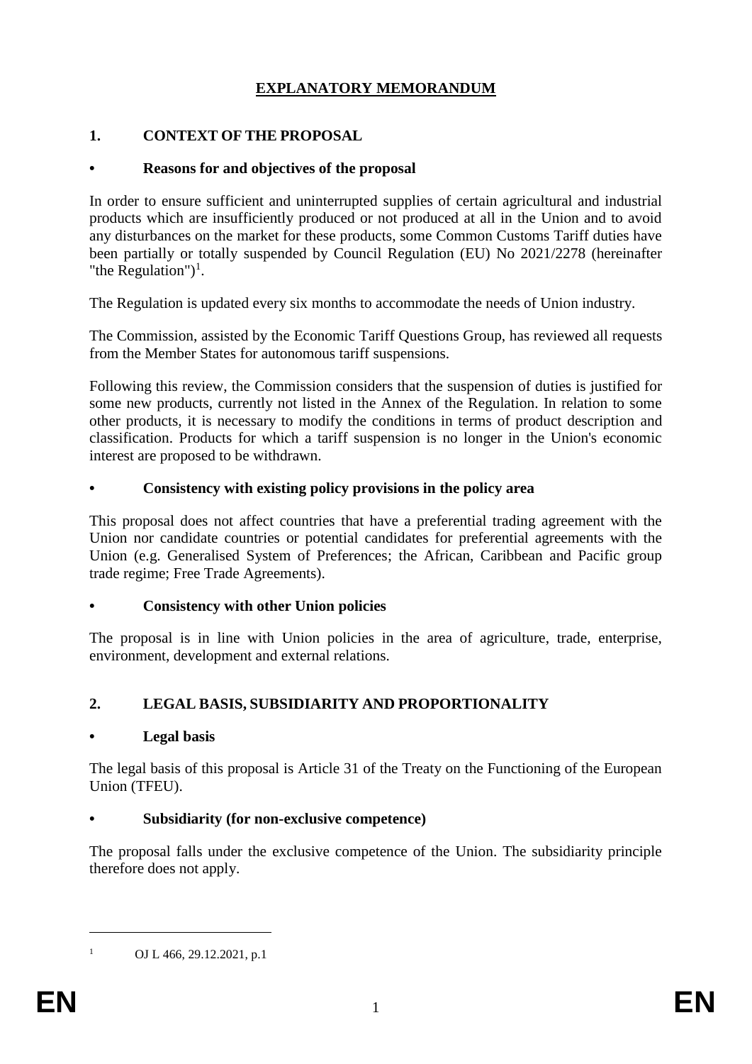# EXPLANATORY MEMORANDUM

## 1. CONTEXT OF THE PROPOSAL

### • Reasons for and objectives of the proposal

In order to ensure sufficient and uninterrupted supplies of certain agricultural and industrial products which are insufficiently produced or not produced at all in the Union and to avoid any disturbances on the market for these products, some Common Customs Tariff duties have been partially or totally suspended by Council Regulation (EU) No 2021/2278 (hereinafter "the Regulation")[1].

The Regulation is updated every six months to accommodate the needs of Union industry.

The Commission, assisted by the Economic Tariff Questions Group, has reviewed all requests from the Member States for autonomous tariff suspensions.

Following this review, the Commission considers that the suspension of duties is justified for some new products, currently not listed in the Annex of the Regulation. In relation to some other products, it is necessary to modify the conditions in terms of product description and classification. Products for which a tariff suspension is no longer in the Union's economic interest are proposed to be withdrawn.

### • Consistency with existing policy provisions in the policy area

This proposal does not affect countries that have a preferential trading agreement with the Union nor candidate countries or potential candidates for preferential agreements with the Union (e.g. Generalised System of Preferences; the African, Caribbean and Pacific group trade regime; Free Trade Agreements).

### • Consistency with other Union policies

The proposal is in line with Union policies in the area of agriculture, trade, enterprise, environment, development and external relations.

## 2. LEGAL BASIS, SUBSIDIARITY AND PROPORTIONALITY

### • Legal basis

The legal basis of this proposal is Article 31 of the Treaty on the Functioning of the European Union (TFEU).

### • Subsidiarity (for non-exclusive competence)

The proposal falls under the exclusive competence of the Union. The subsidiarity principle therefore does not apply.

---

[1] OJ L 466, 29.12.2021, p.1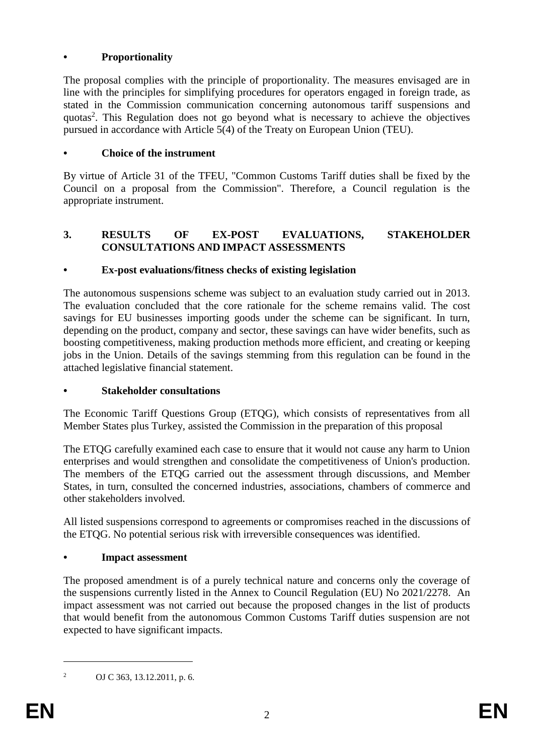- **Proportionality**

The proposal complies with the principle of proportionality. The measures envisaged are in line with the principles for simplifying procedures for operators engaged in foreign trade, as stated in the Commission communication concerning autonomous tariff suspensions and quotas[2]. This Regulation does not go beyond what is necessary to achieve the objectives pursued in accordance with Article 5(4) of the Treaty on European Union (TEU).

- **Choice of the instrument**

By virtue of Article 31 of the TFEU, "Common Customs Tariff duties shall be fixed by the Council on a proposal from the Commission". Therefore, a Council regulation is the appropriate instrument.

## 3. RESULTS OF EX-POST EVALUATIONS, STAKEHOLDER CONSULTATIONS AND IMPACT ASSESSMENTS

- **Ex-post evaluations/fitness checks of existing legislation**

The autonomous suspensions scheme was subject to an evaluation study carried out in 2013. The evaluation concluded that the core rationale for the scheme remains valid. The cost savings for EU businesses importing goods under the scheme can be significant. In turn, depending on the product, company and sector, these savings can have wider benefits, such as boosting competitiveness, making production methods more efficient, and creating or keeping jobs in the Union. Details of the savings stemming from this regulation can be found in the attached legislative financial statement.

- **Stakeholder consultations**

The Economic Tariff Questions Group (ETQG), which consists of representatives from all Member States plus Turkey, assisted the Commission in the preparation of this proposal

The ETQG carefully examined each case to ensure that it would not cause any harm to Union enterprises and would strengthen and consolidate the competitiveness of Union's production. The members of the ETQG carried out the assessment through discussions, and Member States, in turn, consulted the concerned industries, associations, chambers of commerce and other stakeholders involved.

All listed suspensions correspond to agreements or compromises reached in the discussions of the ETQG. No potential serious risk with irreversible consequences was identified.

- **Impact assessment**

The proposed amendment is of a purely technical nature and concerns only the coverage of the suspensions currently listed in the Annex to Council Regulation (EU) No 2021/2278. An impact assessment was not carried out because the proposed changes in the list of products that would benefit from the autonomous Common Customs Tariff duties suspension are not expected to have significant impacts.

---

[2] OJ C 363, 13.12.2011, p. 6.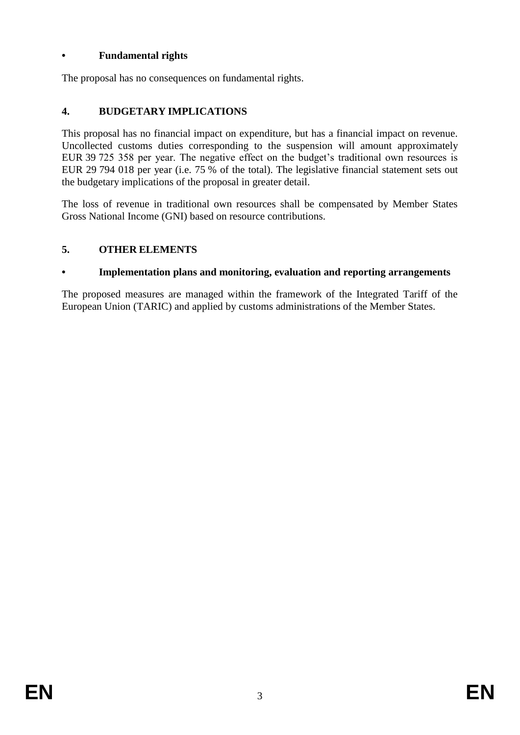- **Fundamental rights**

The proposal has no consequences on fundamental rights.

## 4. BUDGETARY IMPLICATIONS

This proposal has no financial impact on expenditure, but has a financial impact on revenue. Uncollected customs duties corresponding to the suspension will amount approximately EUR 39 725 358 per year. The negative effect on the budget's traditional own resources is EUR 29 794 018 per year (i.e. 75 % of the total). The legislative financial statement sets out the budgetary implications of the proposal in greater detail.

The loss of revenue in traditional own resources shall be compensated by Member States Gross National Income (GNI) based on resource contributions.

## 5. OTHER ELEMENTS

- **Implementation plans and monitoring, evaluation and reporting arrangements**

The proposed measures are managed within the framework of the Integrated Tariff of the European Union (TARIC) and applied by customs administrations of the Member States.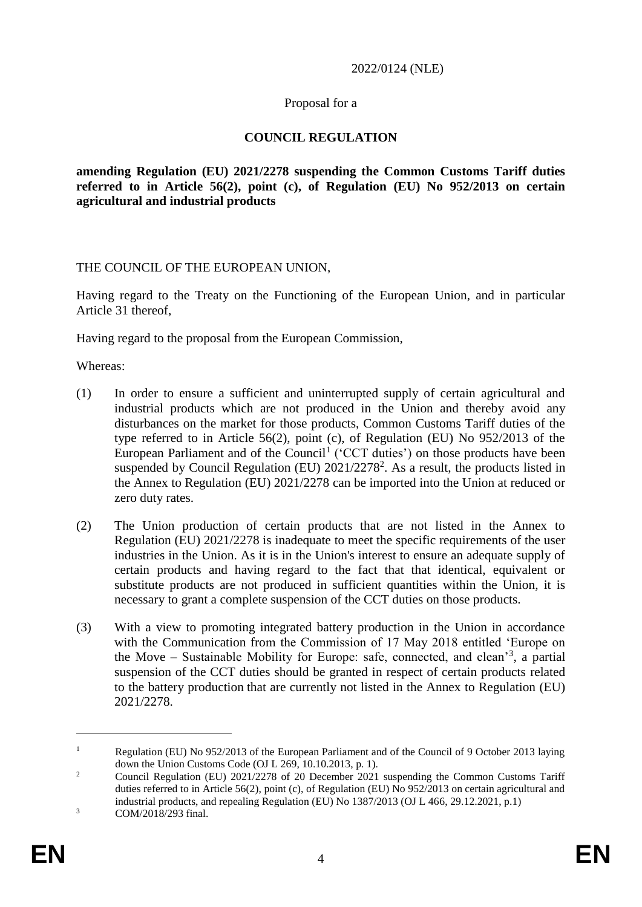2022/0124 (NLE)

Proposal for a

**COUNCIL REGULATION**

**amending Regulation (EU) 2021/2278 suspending the Common Customs Tariff duties referred to in Article 56(2), point (c), of Regulation (EU) No 952/2013 on certain agricultural and industrial products**

THE COUNCIL OF THE EUROPEAN UNION,

Having regard to the Treaty on the Functioning of the European Union, and in particular Article 31 thereof,

Having regard to the proposal from the European Commission,

Whereas:

(1) In order to ensure a sufficient and uninterrupted supply of certain agricultural and industrial products which are not produced in the Union and thereby avoid any disturbances on the market for those products, Common Customs Tariff duties of the type referred to in Article 56(2), point (c), of Regulation (EU) No 952/2013 of the European Parliament and of the Council[1] ('CCT duties') on those products have been suspended by Council Regulation (EU) 2021/2278[2]. As a result, the products listed in the Annex to Regulation (EU) 2021/2278 can be imported into the Union at reduced or zero duty rates.

(2) The Union production of certain products that are not listed in the Annex to Regulation (EU) 2021/2278 is inadequate to meet the specific requirements of the user industries in the Union. As it is in the Union's interest to ensure an adequate supply of certain products and having regard to the fact that that identical, equivalent or substitute products are not produced in sufficient quantities within the Union, it is necessary to grant a complete suspension of the CCT duties on those products.

(3) With a view to promoting integrated battery production in the Union in accordance with the Communication from the Commission of 17 May 2018 entitled 'Europe on the Move – Sustainable Mobility for Europe: safe, connected, and clean'[3], a partial suspension of the CCT duties should be granted in respect of certain products related to the battery production that are currently not listed in the Annex to Regulation (EU) 2021/2278.

---

[1] Regulation (EU) No 952/2013 of the European Parliament and of the Council of 9 October 2013 laying down the Union Customs Code (OJ L 269, 10.10.2013, p. 1).

[2] Council Regulation (EU) 2021/2278 of 20 December 2021 suspending the Common Customs Tariff duties referred to in Article 56(2), point (c), of Regulation (EU) No 952/2013 on certain agricultural and industrial products, and repealing Regulation (EU) No 1387/2013 (OJ L 466, 29.12.2021, p.1)

[3] COM/2018/293 final.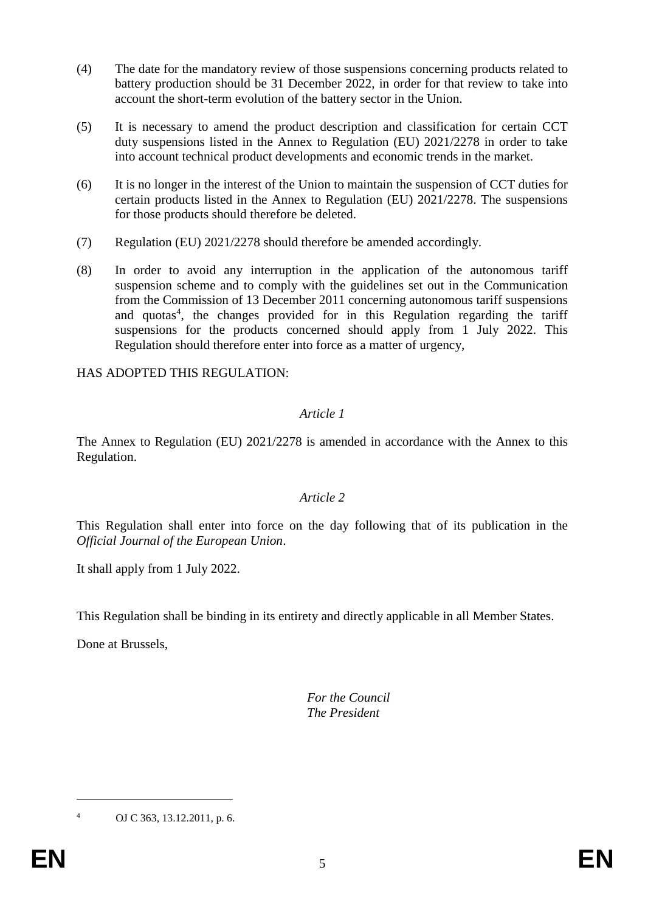(4) The date for the mandatory review of those suspensions concerning products related to battery production should be 31 December 2022, in order for that review to take into account the short-term evolution of the battery sector in the Union.

(5) It is necessary to amend the product description and classification for certain CCT duty suspensions listed in the Annex to Regulation (EU) 2021/2278 in order to take into account technical product developments and economic trends in the market.

(6) It is no longer in the interest of the Union to maintain the suspension of CCT duties for certain products listed in the Annex to Regulation (EU) 2021/2278. The suspensions for those products should therefore be deleted.

(7) Regulation (EU) 2021/2278 should therefore be amended accordingly.

(8) In order to avoid any interruption in the application of the autonomous tariff suspension scheme and to comply with the guidelines set out in the Communication from the Commission of 13 December 2011 concerning autonomous tariff suspensions and quotas[4], the changes provided for in this Regulation regarding the tariff suspensions for the products concerned should apply from 1 July 2022. This Regulation should therefore enter into force as a matter of urgency,

HAS ADOPTED THIS REGULATION:

*Article 1*

The Annex to Regulation (EU) 2021/2278 is amended in accordance with the Annex to this Regulation.

*Article 2*

This Regulation shall enter into force on the day following that of its publication in the *Official Journal of the European Union*.

It shall apply from 1 July 2022.

This Regulation shall be binding in its entirety and directly applicable in all Member States.

Done at Brussels,

*For the Council*
*The President*

---

[4] OJ C 363, 13.12.2011, p. 6.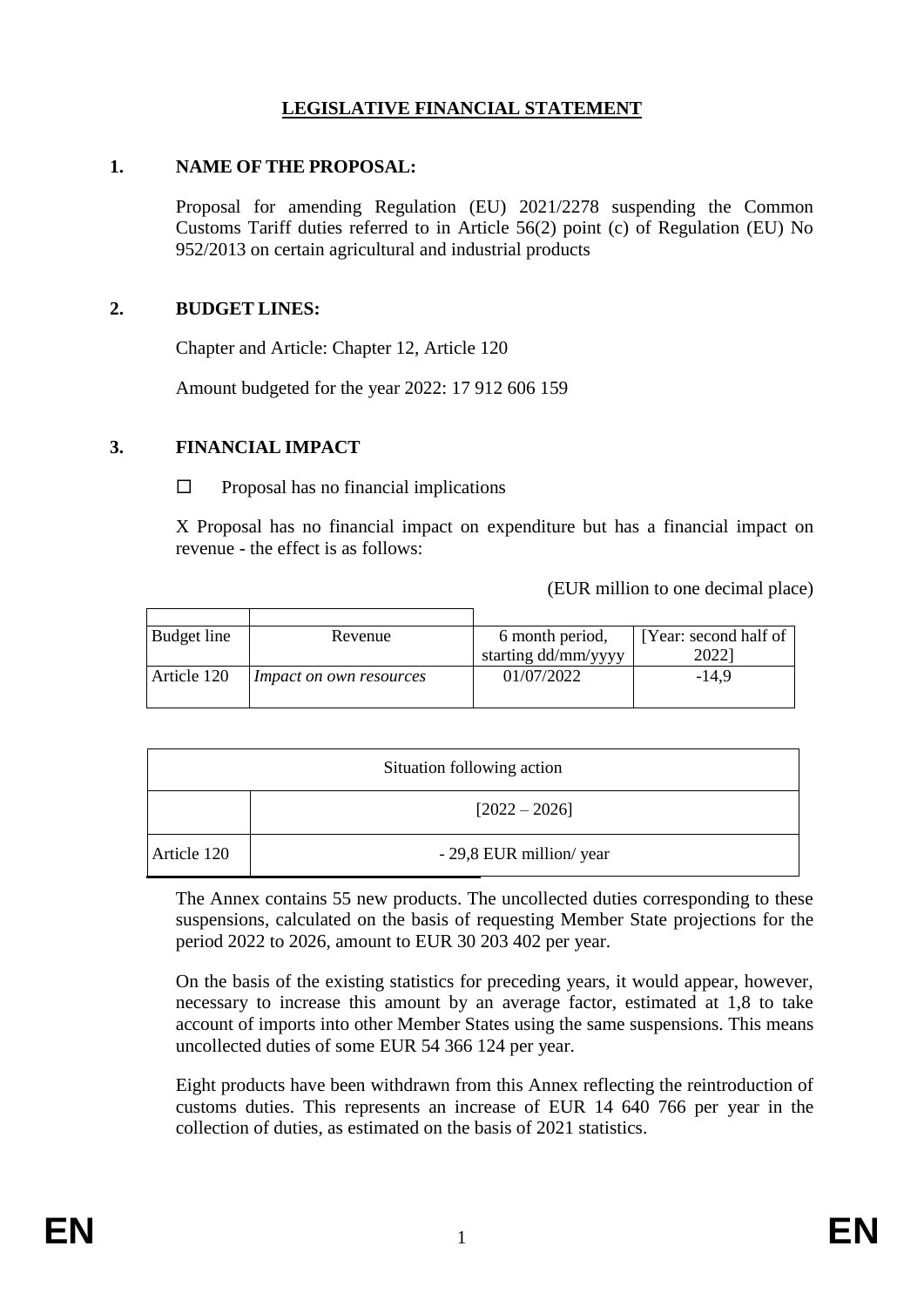# LEGISLATIVE FINANCIAL STATEMENT

## 1. NAME OF THE PROPOSAL:

Proposal for amending Regulation (EU) 2021/2278 suspending the Common Customs Tariff duties referred to in Article 56(2) point (c) of Regulation (EU) No 952/2013 on certain agricultural and industrial products

## 2. BUDGET LINES:

Chapter and Article: Chapter 12, Article 120

Amount budgeted for the year 2022: 17 912 606 159

## 3. FINANCIAL IMPACT

☐ Proposal has no financial implications

X Proposal has no financial impact on expenditure but has a financial impact on revenue - the effect is as follows:

(EUR million to one decimal place)

| Budget line | Revenue | 6 month period, starting dd/mm/yyyy | [Year: second half of 2022] |
|---|---|---|---|
| Article 120 | *Impact on own resources* | 01/07/2022 | -14,9 |

| Situation following action | |
|---|---|
| | [2022 – 2026] |
| Article 120 | - 29,8 EUR million/ year |

The Annex contains 55 new products. The uncollected duties corresponding to these suspensions, calculated on the basis of requesting Member State projections for the period 2022 to 2026, amount to EUR 30 203 402 per year.

On the basis of the existing statistics for preceding years, it would appear, however, necessary to increase this amount by an average factor, estimated at 1,8 to take account of imports into other Member States using the same suspensions. This means uncollected duties of some EUR 54 366 124 per year.

Eight products have been withdrawn from this Annex reflecting the reintroduction of customs duties. This represents an increase of EUR 14 640 766 per year in the collection of duties, as estimated on the basis of 2021 statistics.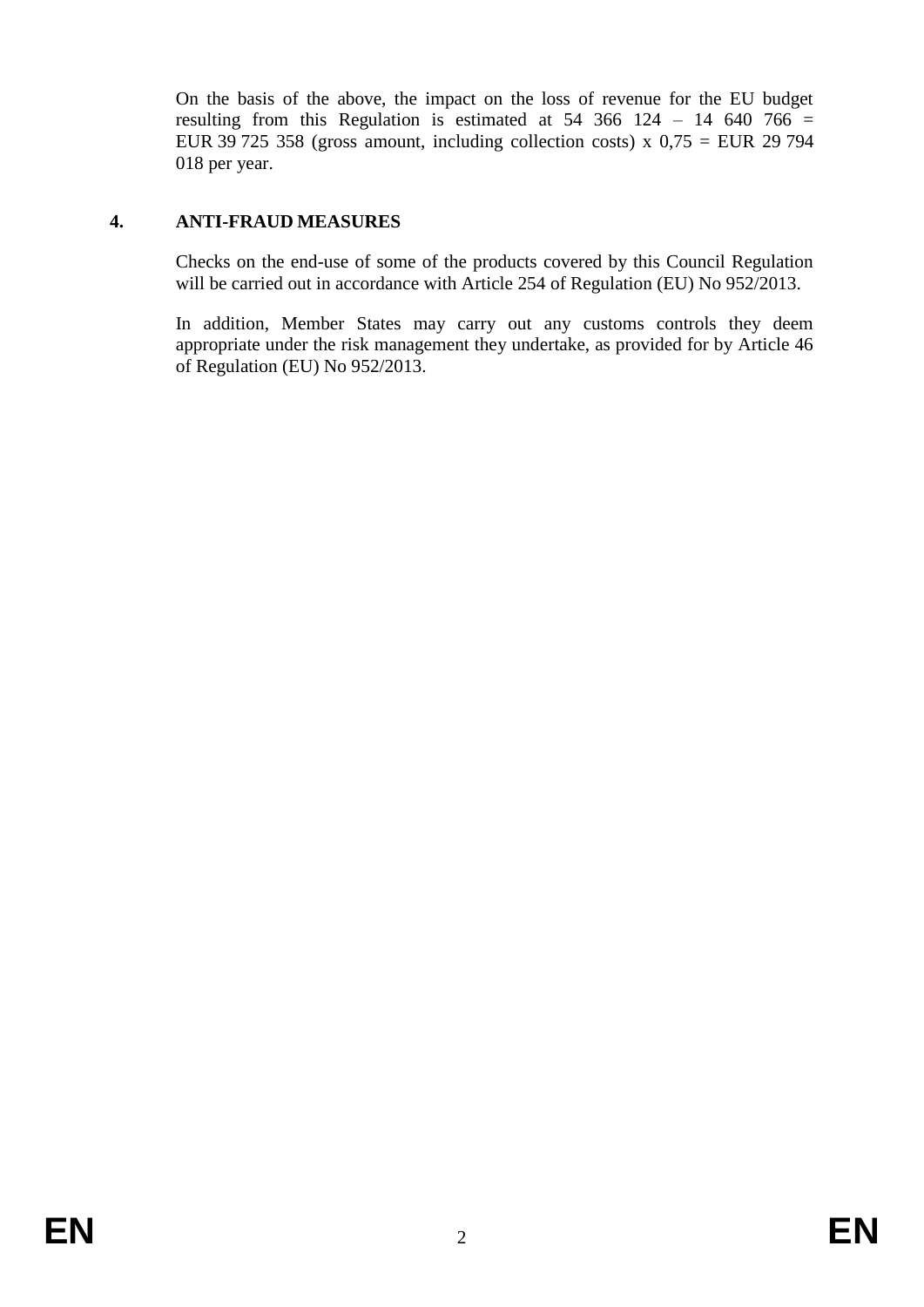On the basis of the above, the impact on the loss of revenue for the EU budget resulting from this Regulation is estimated at 54 366 124 – 14 640 766 = EUR 39 725 358 (gross amount, including collection costs) x 0,75 = EUR 29 794 018 per year.

## 4. ANTI-FRAUD MEASURES

Checks on the end-use of some of the products covered by this Council Regulation will be carried out in accordance with Article 254 of Regulation (EU) No 952/2013.

In addition, Member States may carry out any customs controls they deem appropriate under the risk management they undertake, as provided for by Article 46 of Regulation (EU) No 952/2013.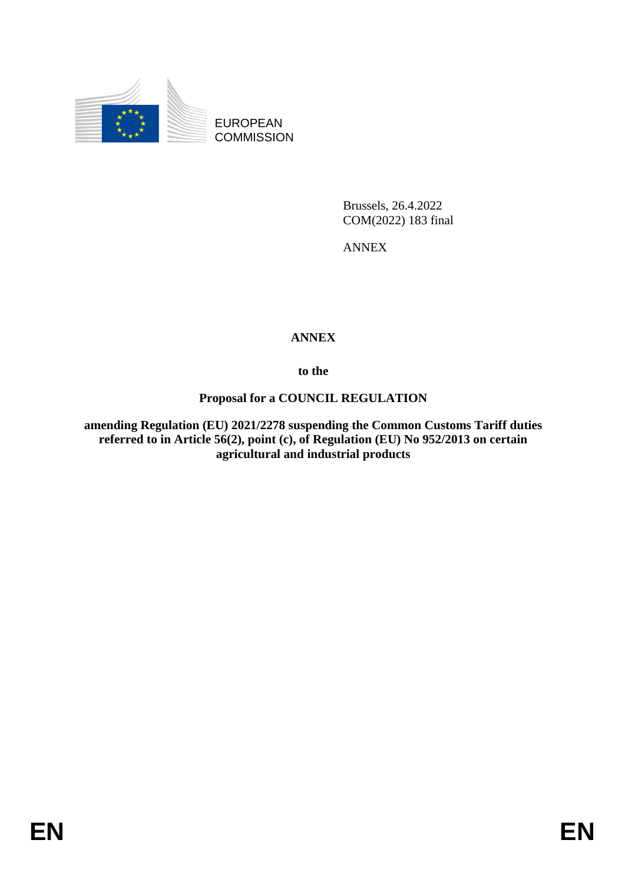EUROPEAN COMMISSION

Brussels, 26.4.2022
COM(2022) 183 final

ANNEX

**ANNEX**

**to the**

**Proposal for a COUNCIL REGULATION**

**amending Regulation (EU) 2021/2278 suspending the Common Customs Tariff duties referred to in Article 56(2), point (c), of Regulation (EU) No 952/2013 on certain agricultural and industrial products**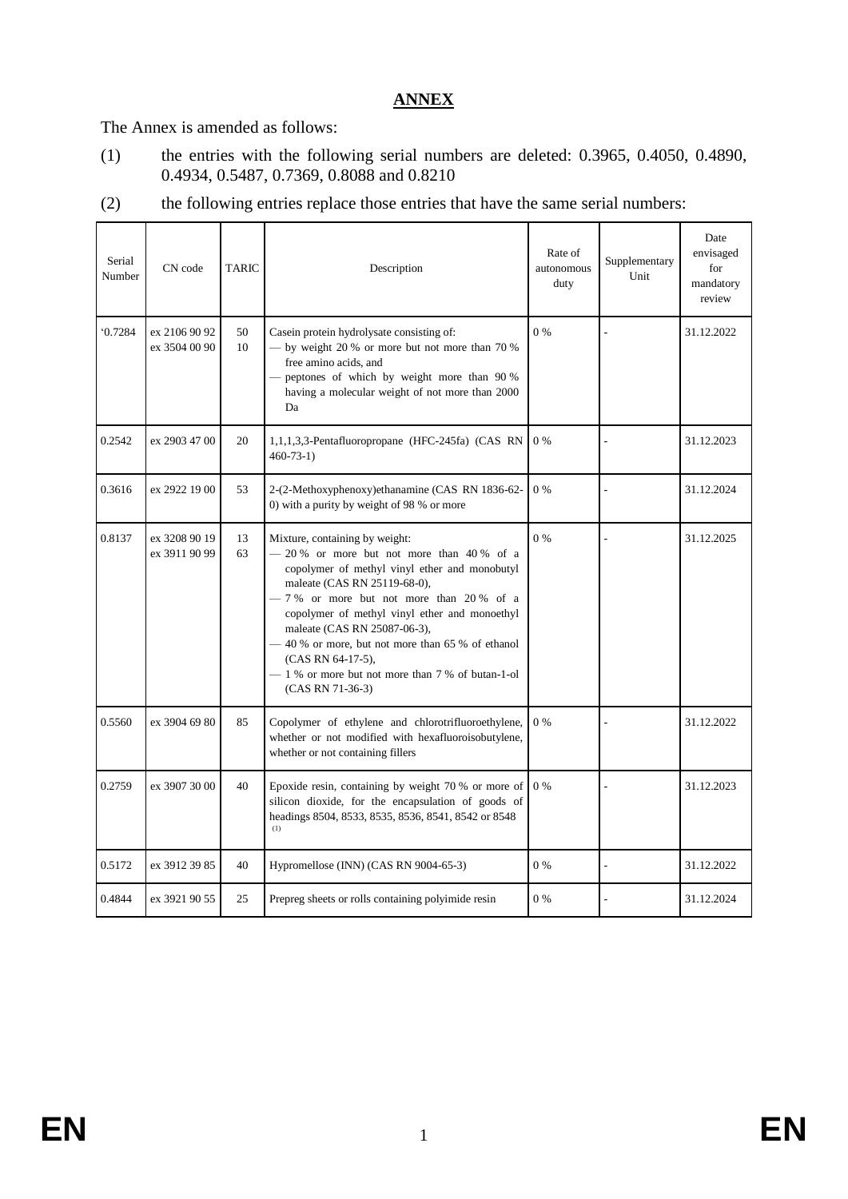## ANNEX

The Annex is amended as follows:

(1) the entries with the following serial numbers are deleted: 0.3965, 0.4050, 0.4890, 0.4934, 0.5487, 0.7369, 0.8088 and 0.8210

(2) the following entries replace those entries that have the same serial numbers:

| Serial Number | CN code | TARIC | Description | Rate of autonomous duty | Supplementary Unit | Date envisaged for mandatory review |
|---|---|---|---|---|---|---|
| '0.7284 | ex 2106 90 92<br>ex 3504 00 90 | 50<br>10 | Casein protein hydrolysate consisting of:<br>— by weight 20 % or more but not more than 70 % free amino acids, and<br>— peptones of which by weight more than 90 % having a molecular weight of not more than 2000 Da | 0 % | - | 31.12.2022 |
| 0.2542 | ex 2903 47 00 | 20 | 1,1,1,3,3-Pentafluoropropane (HFC-245fa) (CAS RN 460-73-1) | 0 % | - | 31.12.2023 |
| 0.3616 | ex 2922 19 00 | 53 | 2-(2-Methoxyphenoxy)ethanamine (CAS RN 1836-62-0) with a purity by weight of 98 % or more | 0 % | - | 31.12.2024 |
| 0.8137 | ex 3208 90 19<br>ex 3911 90 99 | 13<br>63 | Mixture, containing by weight:<br>— 20 % or more but not more than 40 % of a copolymer of methyl vinyl ether and monobutyl maleate (CAS RN 25119-68-0),<br>— 7 % or more but not more than 20 % of a copolymer of methyl vinyl ether and monoethyl maleate (CAS RN 25087-06-3),<br>— 40 % or more, but not more than 65 % of ethanol (CAS RN 64-17-5),<br>— 1 % or more but not more than 7 % of butan-1-ol (CAS RN 71-36-3) | 0 % | - | 31.12.2025 |
| 0.5560 | ex 3904 69 80 | 85 | Copolymer of ethylene and chlorotrifluoroethylene, whether or not modified with hexafluoroisobutylene, whether or not containing fillers | 0 % | - | 31.12.2022 |
| 0.2759 | ex 3907 30 00 | 40 | Epoxide resin, containing by weight 70 % or more of silicon dioxide, for the encapsulation of goods of headings 8504, 8533, 8535, 8536, 8541, 8542 or 8548 (1) | 0 % | - | 31.12.2023 |
| 0.5172 | ex 3912 39 85 | 40 | Hypromellose (INN) (CAS RN 9004-65-3) | 0 % | - | 31.12.2022 |
| 0.4844 | ex 3921 90 55 | 25 | Prepreg sheets or rolls containing polyimide resin | 0 % | - | 31.12.2024 |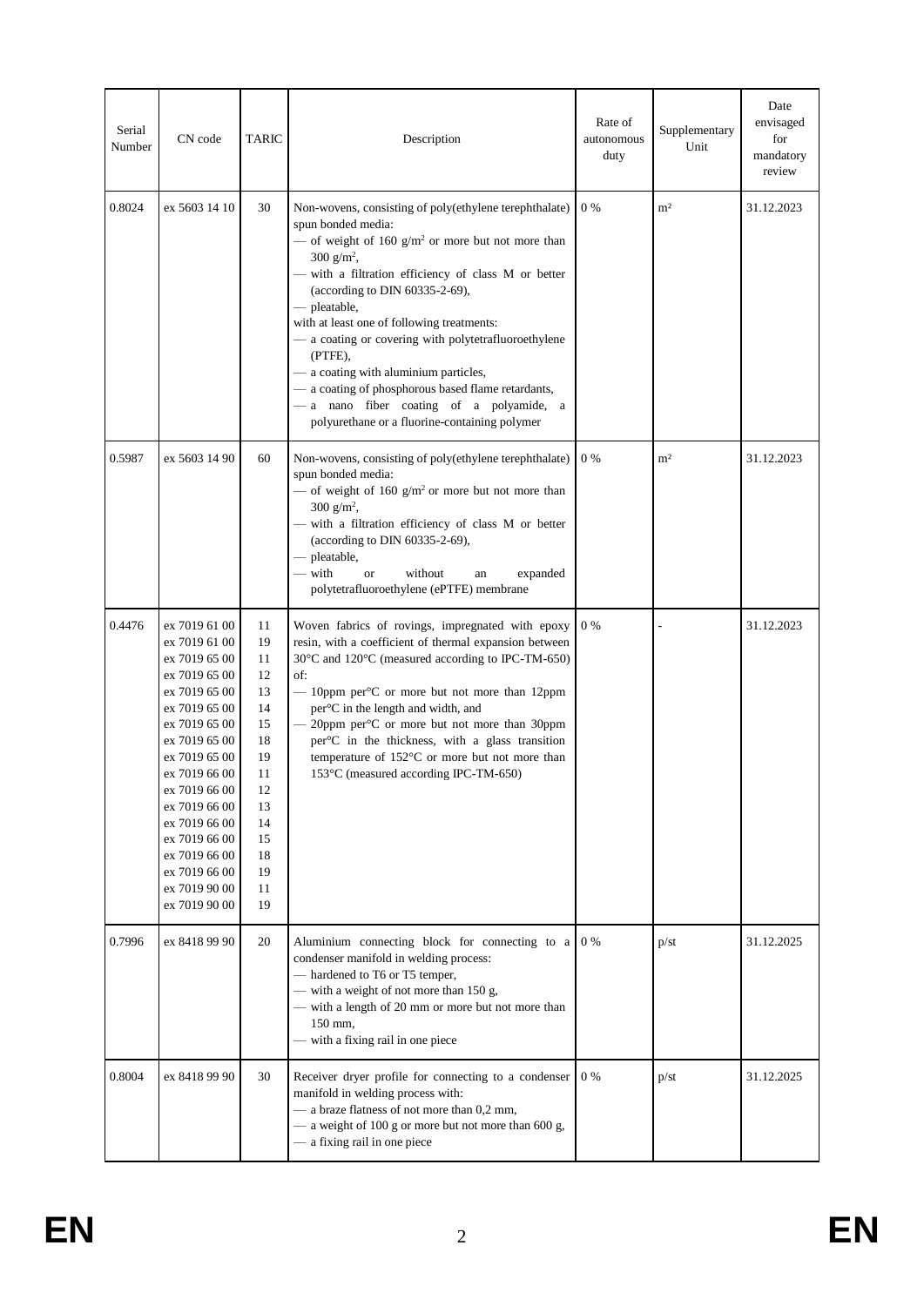| Serial Number | CN code | TARIC | Description | Rate of autonomous duty | Supplementary Unit | Date envisaged for mandatory review |
|---|---|---|---|---|---|---|
| 0.8024 | ex 5603 14 10 | 30 | Non-wovens, consisting of poly(ethylene terephthalate) spun bonded media:<br>— of weight of 160 g/m² or more but not more than 300 g/m²,<br>— with a filtration efficiency of class M or better (according to DIN 60335-2-69),<br>— pleatable,<br>with at least one of following treatments:<br>— a coating or covering with polytetrafluoroethylene (PTFE),<br>— a coating with aluminium particles,<br>— a coating of phosphorous based flame retardants,<br>— a nano fiber coating of a polyamide, a polyurethane or a fluorine-containing polymer | 0 % | m² | 31.12.2023 |
| 0.5987 | ex 5603 14 90 | 60 | Non-wovens, consisting of poly(ethylene terephthalate) spun bonded media:<br>— of weight of 160 g/m² or more but not more than 300 g/m²,<br>— with a filtration efficiency of class M or better (according to DIN 60335-2-69),<br>— pleatable,<br>— with or without an expanded polytetrafluoroethylene (ePTFE) membrane | 0 % | m² | 31.12.2023 |
| 0.4476 | ex 7019 61 00<br>ex 7019 61 00<br>ex 7019 65 00<br>ex 7019 65 00<br>ex 7019 65 00<br>ex 7019 65 00<br>ex 7019 65 00<br>ex 7019 65 00<br>ex 7019 65 00<br>ex 7019 66 00<br>ex 7019 66 00<br>ex 7019 66 00<br>ex 7019 66 00<br>ex 7019 66 00<br>ex 7019 66 00<br>ex 7019 66 00<br>ex 7019 90 00<br>ex 7019 90 00 | 11<br>19<br>11<br>12<br>13<br>14<br>15<br>18<br>19<br>11<br>12<br>13<br>14<br>15<br>18<br>19<br>11<br>19 | Woven fabrics of rovings, impregnated with epoxy resin, with a coefficient of thermal expansion between 30°C and 120°C (measured according to IPC-TM-650) of:<br>— 10ppm per°C or more but not more than 12ppm per°C in the length and width, and<br>— 20ppm per°C or more but not more than 30ppm per°C in the thickness, with a glass transition temperature of 152°C or more but not more than 153°C (measured according IPC-TM-650) | 0 % | - | 31.12.2023 |
| 0.7996 | ex 8418 99 90 | 20 | Aluminium connecting block for connecting to a condenser manifold in welding process:<br>— hardened to T6 or T5 temper,<br>— with a weight of not more than 150 g,<br>— with a length of 20 mm or more but not more than 150 mm,<br>— with a fixing rail in one piece | 0 % | p/st | 31.12.2025 |
| 0.8004 | ex 8418 99 90 | 30 | Receiver dryer profile for connecting to a condenser manifold in welding process with:<br>— a braze flatness of not more than 0,2 mm,<br>— a weight of 100 g or more but not more than 600 g,<br>— a fixing rail in one piece | 0 % | p/st | 31.12.2025 |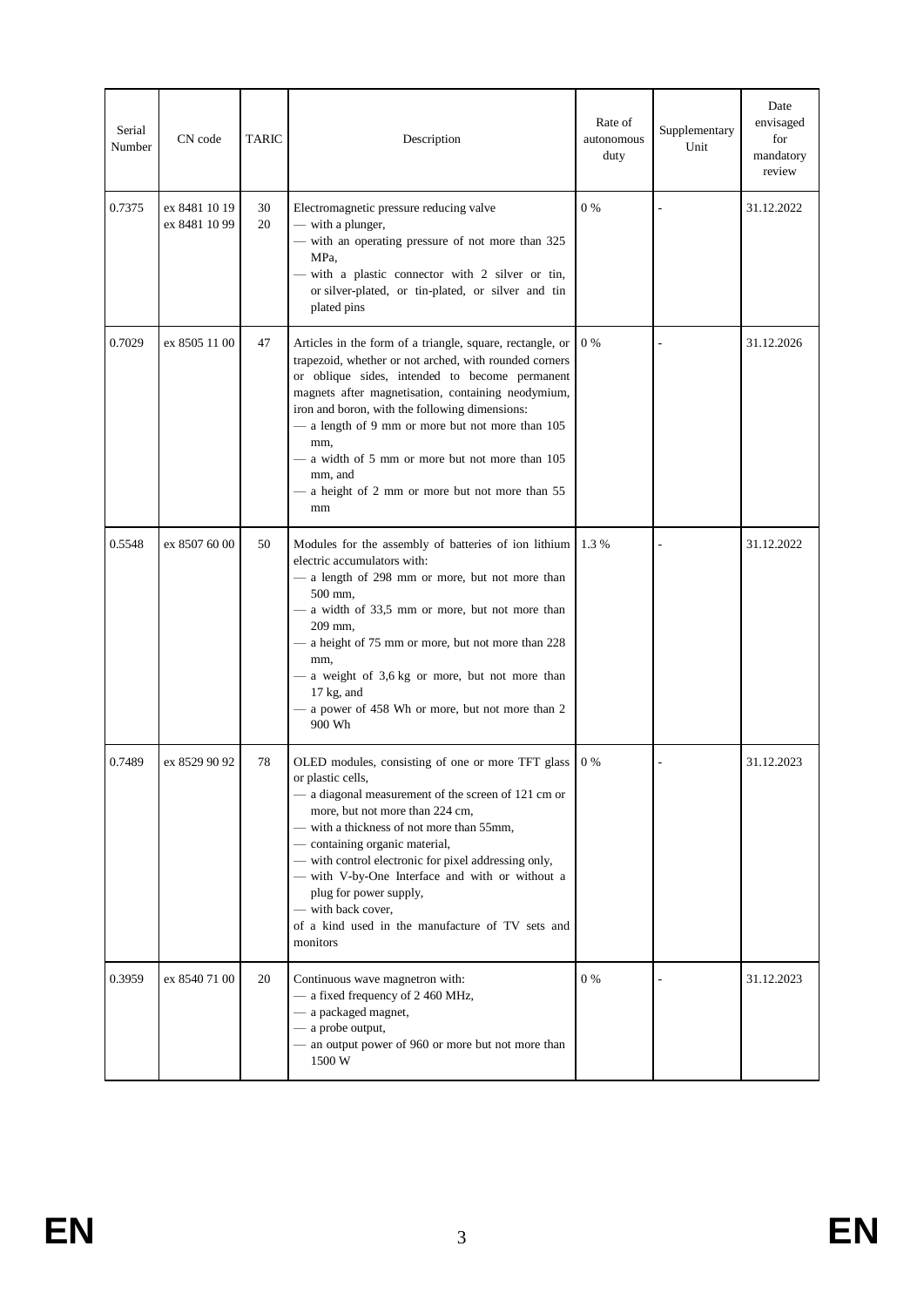| Serial Number | CN code | TARIC | Description | Rate of autonomous duty | Supplementary Unit | Date envisaged for mandatory review |
|---|---|---|---|---|---|---|
| 0.7375 | ex 8481 10 19<br>ex 8481 10 99 | 30<br>20 | Electromagnetic pressure reducing valve<br>— with a plunger,<br>— with an operating pressure of not more than 325 MPa,<br>— with a plastic connector with 2 silver or tin, or silver-plated, or tin-plated, or silver and tin plated pins | 0 % | - | 31.12.2022 |
| 0.7029 | ex 8505 11 00 | 47 | Articles in the form of a triangle, square, rectangle, or trapezoid, whether or not arched, with rounded corners or oblique sides, intended to become permanent magnets after magnetisation, containing neodymium, iron and boron, with the following dimensions:<br>— a length of 9 mm or more but not more than 105 mm,<br>— a width of 5 mm or more but not more than 105 mm, and<br>— a height of 2 mm or more but not more than 55 mm | 0 % | - | 31.12.2026 |
| 0.5548 | ex 8507 60 00 | 50 | Modules for the assembly of batteries of ion lithium electric accumulators with:<br>— a length of 298 mm or more, but not more than 500 mm,<br>— a width of 33,5 mm or more, but not more than 209 mm,<br>— a height of 75 mm or more, but not more than 228 mm,<br>— a weight of 3,6 kg or more, but not more than 17 kg, and<br>— a power of 458 Wh or more, but not more than 2 900 Wh | 1.3 % | - | 31.12.2022 |
| 0.7489 | ex 8529 90 92 | 78 | OLED modules, consisting of one or more TFT glass or plastic cells,<br>— a diagonal measurement of the screen of 121 cm or more, but not more than 224 cm,<br>— with a thickness of not more than 55mm,<br>— containing organic material,<br>— with control electronic for pixel addressing only,<br>— with V-by-One Interface and with or without a plug for power supply,<br>— with back cover,<br>of a kind used in the manufacture of TV sets and monitors | 0 % | - | 31.12.2023 |
| 0.3959 | ex 8540 71 00 | 20 | Continuous wave magnetron with:<br>— a fixed frequency of 2 460 MHz,<br>— a packaged magnet,<br>— a probe output,<br>— an output power of 960 or more but not more than 1500 W | 0 % | - | 31.12.2023 |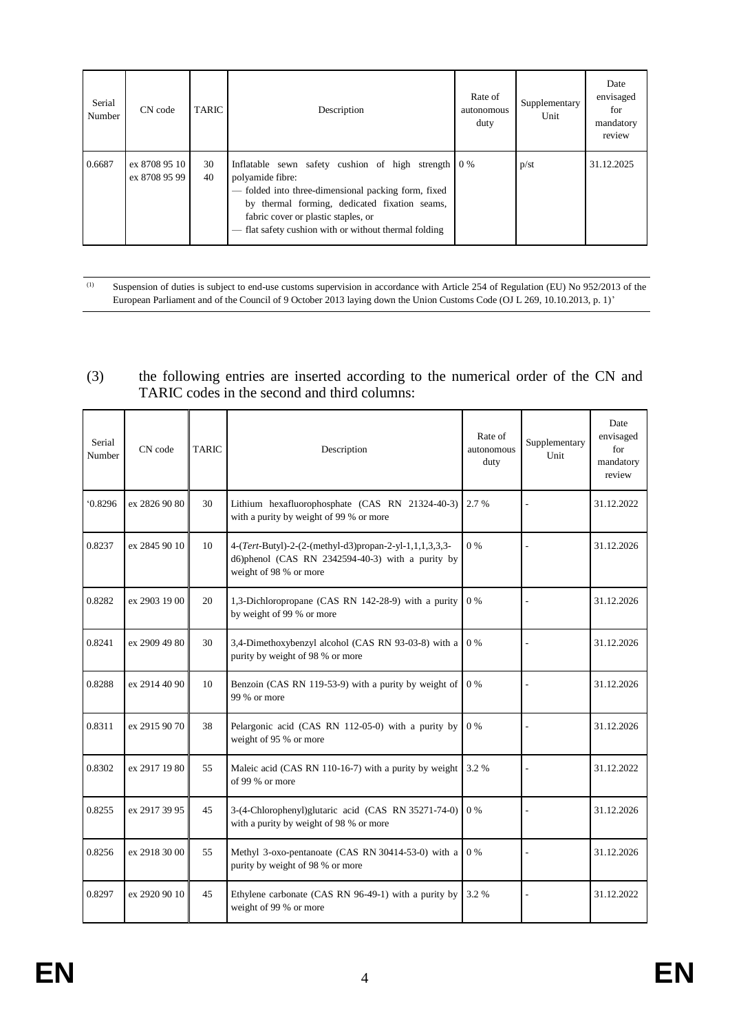| Serial Number | CN code | TARIC | Description | Rate of autonomous duty | Supplementary Unit | Date envisaged for mandatory review |
|---|---|---|---|---|---|---|
| 0.6687 | ex 8708 95 10<br>ex 8708 95 99 | 30<br>40 | Inflatable sewn safety cushion of high strength polyamide fibre:<br>— folded into three-dimensional packing form, fixed by thermal forming, dedicated fixation seams, fabric cover or plastic staples, or<br>— flat safety cushion with or without thermal folding | 0 % | p/st | 31.12.2025 |

(1) Suspension of duties is subject to end-use customs supervision in accordance with Article 254 of Regulation (EU) No 952/2013 of the European Parliament and of the Council of 9 October 2013 laying down the Union Customs Code (OJ L 269, 10.10.2013, p. 1)'

(3) the following entries are inserted according to the numerical order of the CN and TARIC codes in the second and third columns:

| Serial Number | CN code | TARIC | Description | Rate of autonomous duty | Supplementary Unit | Date envisaged for mandatory review |
|---|---|---|---|---|---|---|
| '0.8296 | ex 2826 90 80 | 30 | Lithium hexafluorophosphate (CAS RN 21324-40-3) with a purity by weight of 99 % or more | 2.7 % | - | 31.12.2022 |
| 0.8237 | ex 2845 90 10 | 10 | 4-(*Tert*-Butyl)-2-(2-(methyl-d3)propan-2-yl-1,1,1,3,3,3-d6)phenol (CAS RN 2342594-40-3) with a purity by weight of 98 % or more | 0 % | - | 31.12.2026 |
| 0.8282 | ex 2903 19 00 | 20 | 1,3-Dichloropropane (CAS RN 142-28-9) with a purity by weight of 99 % or more | 0 % | - | 31.12.2026 |
| 0.8241 | ex 2909 49 80 | 30 | 3,4-Dimethoxybenzyl alcohol (CAS RN 93-03-8) with a purity by weight of 98 % or more | 0 % | - | 31.12.2026 |
| 0.8288 | ex 2914 40 90 | 10 | Benzoin (CAS RN 119-53-9) with a purity by weight of 99 % or more | 0 % | - | 31.12.2026 |
| 0.8311 | ex 2915 90 70 | 38 | Pelargonic acid (CAS RN 112-05-0) with a purity by weight of 95 % or more | 0 % | - | 31.12.2026 |
| 0.8302 | ex 2917 19 80 | 55 | Maleic acid (CAS RN 110-16-7) with a purity by weight of 99 % or more | 3.2 % | - | 31.12.2022 |
| 0.8255 | ex 2917 39 95 | 45 | 3-(4-Chlorophenyl)glutaric acid (CAS RN 35271-74-0) with a purity by weight of 98 % or more | 0 % | - | 31.12.2026 |
| 0.8256 | ex 2918 30 00 | 55 | Methyl 3-oxo-pentanoate (CAS RN 30414-53-0) with a purity by weight of 98 % or more | 0 % | - | 31.12.2026 |
| 0.8297 | ex 2920 90 10 | 45 | Ethylene carbonate (CAS RN 96-49-1) with a purity by weight of 99 % or more | 3.2 % | - | 31.12.2022 |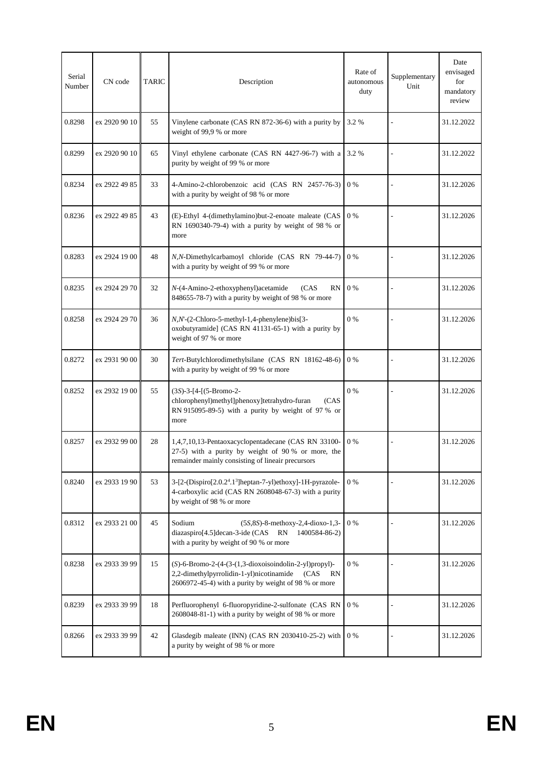| Serial Number | CN code | TARIC | Description | Rate of autonomous duty | Supplementary Unit | Date envisaged for mandatory review |
|---|---|---|---|---|---|---|
| 0.8298 | ex 2920 90 10 | 55 | Vinylene carbonate (CAS RN 872-36-6) with a purity by weight of 99,9 % or more | 3.2 % | - | 31.12.2022 |
| 0.8299 | ex 2920 90 10 | 65 | Vinyl ethylene carbonate (CAS RN 4427-96-7) with a purity by weight of 99 % or more | 3.2 % | - | 31.12.2022 |
| 0.8234 | ex 2922 49 85 | 33 | 4-Amino-2-chlorobenzoic acid (CAS RN 2457-76-3) with a purity by weight of 98 % or more | 0 % | - | 31.12.2026 |
| 0.8236 | ex 2922 49 85 | 43 | (E)-Ethyl 4-(dimethylamino)but-2-enoate maleate (CAS RN 1690340-79-4) with a purity by weight of 98 % or more | 0 % | - | 31.12.2026 |
| 0.8283 | ex 2924 19 00 | 48 | *N,N*-Dimethylcarbamoyl chloride (CAS RN 79-44-7) with a purity by weight of 99 % or more | 0 % | - | 31.12.2026 |
| 0.8235 | ex 2924 29 70 | 32 | *N*-(4-Amino-2-ethoxyphenyl)acetamide (CAS RN 848655-78-7) with a purity by weight of 98 % or more | 0 % | - | 31.12.2026 |
| 0.8258 | ex 2924 29 70 | 36 | *N,N'*-(2-Chloro-5-methyl-1,4-phenylene)bis[3-oxobutyramide] (CAS RN 41131-65-1) with a purity by weight of 97 % or more | 0 % | - | 31.12.2026 |
| 0.8272 | ex 2931 90 00 | 30 | *Tert*-Butylchlorodimethylsilane (CAS RN 18162-48-6) with a purity by weight of 99 % or more | 0 % | - | 31.12.2026 |
| 0.8252 | ex 2932 19 00 | 55 | (3*S*)-3-[4-[(5-Bromo-2-chlorophenyl)methyl]phenoxy]tetrahydro-furan (CAS RN 915095-89-5) with a purity by weight of 97 % or more | 0 % | - | 31.12.2026 |
| 0.8257 | ex 2932 99 00 | 28 | 1,4,7,10,13-Pentaoxacyclopentadecane (CAS RN 33100-27-5) with a purity by weight of 90 % or more, the remainder mainly consisting of lineair precursors | 0 % | - | 31.12.2026 |
| 0.8240 | ex 2933 19 90 | 53 | 3-[2-(Dispiro[2.0.2$^{4}$.1$^{3}$]heptan-7-yl)ethoxy]-1H-pyrazole-4-carboxylic acid (CAS RN 2608048-67-3) with a purity by weight of 98 % or more | 0 % | - | 31.12.2026 |
| 0.8312 | ex 2933 21 00 | 45 | Sodium (5*S*,8*S*)-8-methoxy-2,4-dioxo-1,3-diazaspiro[4.5]decan-3-ide (CAS RN 1400584-86-2) with a purity by weight of 90 % or more | 0 % | - | 31.12.2026 |
| 0.8238 | ex 2933 39 99 | 15 | (*S*)-6-Bromo-2-(4-(3-(1,3-dioxoisoindolin-2-yl)propyl)-2,2-dimethylpyrrolidin-1-yl)nicotinamide (CAS RN 2606972-45-4) with a purity by weight of 98 % or more | 0 % | - | 31.12.2026 |
| 0.8239 | ex 2933 39 99 | 18 | Perfluorophenyl 6-fluoropyridine-2-sulfonate (CAS RN 2608048-81-1) with a purity by weight of 98 % or more | 0 % | - | 31.12.2026 |
| 0.8266 | ex 2933 39 99 | 42 | Glasdegib maleate (INN) (CAS RN 2030410-25-2) with a purity by weight of 98 % or more | 0 % | - | 31.12.2026 |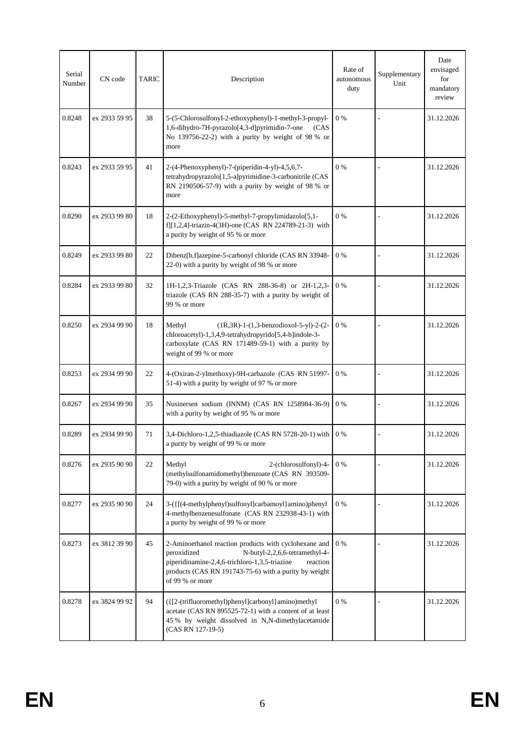| Serial Number | CN code | TARIC | Description | Rate of autonomous duty | Supplementary Unit | Date envisaged for mandatory review |
|---|---|---|---|---|---|---|
| 0.8248 | ex 2933 59 95 | 38 | 5-(5-Chlorosulfonyl-2-ethoxyphenyl)-1-methyl-3-propyl-1,6-dihydro-7H-pyrazolo[4,3-d]pyrimidin-7-one (CAS No 139756-22-2) with a purity by weight of 98 % or more | 0 % | - | 31.12.2026 |
| 0.8243 | ex 2933 59 95 | 41 | 2-(4-Phenoxyphenyl)-7-(piperidin-4-yl)-4,5,6,7-tetrahydropyrazolo[1,5-a]pyrimidine-3-carbonitrile (CAS RN 2190506-57-9) with a purity by weight of 98 % or more | 0 % | - | 31.12.2026 |
| 0.8290 | ex 2933 99 80 | 18 | 2-(2-Ethoxyphenyl)-5-methyl-7-propylimidazolo[5,1-f][1,2,4]-triazin-4(3H)-one (CAS RN 224789-21-3) with a purity by weight of 95 % or more | 0 % | - | 31.12.2026 |
| 0.8249 | ex 2933 99 80 | 22 | Dibenz[b,f]azepine-5-carbonyl chloride (CAS RN 33948-22-0) with a purity by weight of 98 % or more | 0 % | - | 31.12.2026 |
| 0.8284 | ex 2933 99 80 | 32 | 1H-1,2,3-Triazole (CAS RN 288-36-8) or 2H-1,2,3-triazole (CAS RN 288-35-7) with a purity by weight of 99 % or more | 0 % | - | 31.12.2026 |
| 0.8250 | ex 2934 99 90 | 18 | Methyl (1R,3R)-1-(1,3-benzodioxol-5-yl)-2-(2-chloroacetyl)-1,3,4,9-tetrahydropyrido[5,4-b]indole-3-carboxylate (CAS RN 171489-59-1) with a purity by weight of 99 % or more | 0 % | - | 31.12.2026 |
| 0.8253 | ex 2934 99 90 | 22 | 4-(Oxiran-2-ylmethoxy)-9H-carbazole (CAS RN 51997-51-4) with a purity by weight of 97 % or more | 0 % | - | 31.12.2026 |
| 0.8267 | ex 2934 99 90 | 35 | Nusinersen sodium (INNM) (CAS RN 1258984-36-9) with a purity by weight of 95 % or more | 0 % | - | 31.12.2026 |
| 0.8289 | ex 2934 99 90 | 71 | 3,4-Dichloro-1,2,5-thiadiazole (CAS RN 5728-20-1) with a purity by weight of 99 % or more | 0 % | - | 31.12.2026 |
| 0.8276 | ex 2935 90 90 | 22 | Methyl 2-(chlorosulfonyl)-4-(methylsulfonamidomethyl)benzoate (CAS RN 393509-79-0) with a purity by weight of 90 % or more | 0 % | - | 31.12.2026 |
| 0.8277 | ex 2935 90 90 | 24 | 3-({[(4-methylphenyl)sulfonyl]carbamoyl}amino)phenyl 4-methylbenzenesulfonate (CAS RN 232938-43-1) with a purity by weight of 99 % or more | 0 % | - | 31.12.2026 |
| 0.8273 | ex 3812 39 90 | 45 | 2-Aminoethanol reaction products with cyclohexane and peroxidized N-butyl-2,2,6,6-tetramethyl-4-piperidinamine-2,4,6-trichloro-1,3,5-triazine reaction products (CAS RN 191743-75-6) with a purity by weight of 99 % or more | 0 % | - | 31.12.2026 |
| 0.8278 | ex 3824 99 92 | 94 | ({[2-(trifluoromethyl)phenyl]carbonyl}amino)methyl acetate (CAS RN 895525-72-1) with a content of at least 45 % by weight dissolved in N,N-dimethylacetamide (CAS RN 127-19-5) | 0 % | - | 31.12.2026 |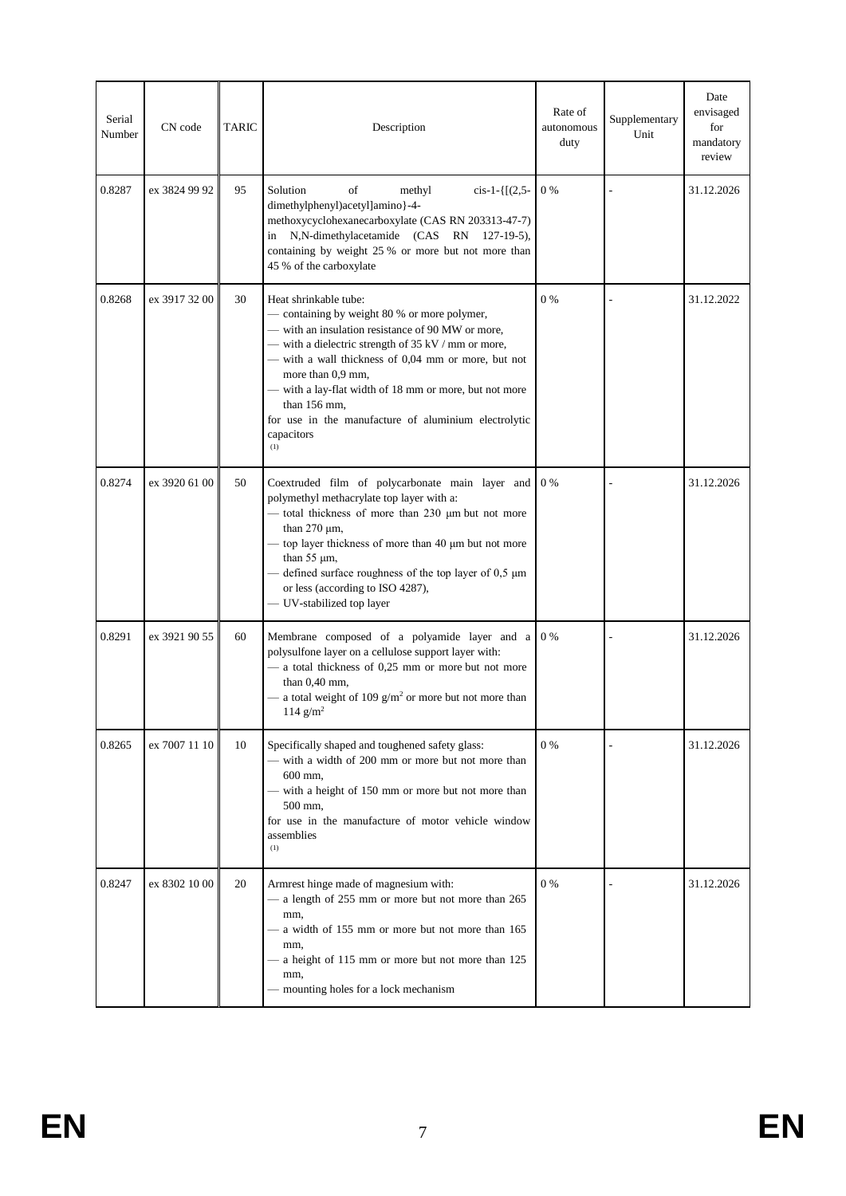| Serial Number | CN code | TARIC | Description | Rate of autonomous duty | Supplementary Unit | Date envisaged for mandatory review |
|---|---|---|---|---|---|---|
| 0.8287 | ex 3824 99 92 | 95 | Solution of methyl cis-1-{[(2,5-dimethylphenyl)acetyl]amino}-4-methoxycyclohexanecarboxylate (CAS RN 203313-47-7) in N,N-dimethylacetamide (CAS RN 127-19-5), containing by weight 25 % or more but not more than 45 % of the carboxylate | 0 % | - | 31.12.2026 |
| 0.8268 | ex 3917 32 00 | 30 | Heat shrinkable tube:<br>— containing by weight 80 % or more polymer,<br>— with an insulation resistance of 90 MW or more,<br>— with a dielectric strength of 35 kV / mm or more,<br>— with a wall thickness of 0,04 mm or more, but not more than 0,9 mm,<br>— with a lay-flat width of 18 mm or more, but not more than 156 mm,<br>for use in the manufacture of aluminium electrolytic capacitors<br>(1) | 0 % | - | 31.12.2022 |
| 0.8274 | ex 3920 61 00 | 50 | Coextruded film of polycarbonate main layer and polymethyl methacrylate top layer with a:<br>— total thickness of more than 230 µm but not more than 270 µm,<br>— top layer thickness of more than 40 µm but not more than 55 µm,<br>— defined surface roughness of the top layer of 0,5 µm or less (according to ISO 4287),<br>— UV-stabilized top layer | 0 % | - | 31.12.2026 |
| 0.8291 | ex 3921 90 55 | 60 | Membrane composed of a polyamide layer and a polysulfone layer on a cellulose support layer with:<br>— a total thickness of 0,25 mm or more but not more than 0,40 mm,<br>— a total weight of 109 g/m$^2$ or more but not more than 114 g/m$^2$ | 0 % | - | 31.12.2026 |
| 0.8265 | ex 7007 11 10 | 10 | Specifically shaped and toughened safety glass:<br>— with a width of 200 mm or more but not more than 600 mm,<br>— with a height of 150 mm or more but not more than 500 mm,<br>for use in the manufacture of motor vehicle window assemblies<br>(1) | 0 % | - | 31.12.2026 |
| 0.8247 | ex 8302 10 00 | 20 | Armrest hinge made of magnesium with:<br>— a length of 255 mm or more but not more than 265 mm,<br>— a width of 155 mm or more but not more than 165 mm,<br>— a height of 115 mm or more but not more than 125 mm,<br>— mounting holes for a lock mechanism | 0 % | - | 31.12.2026 |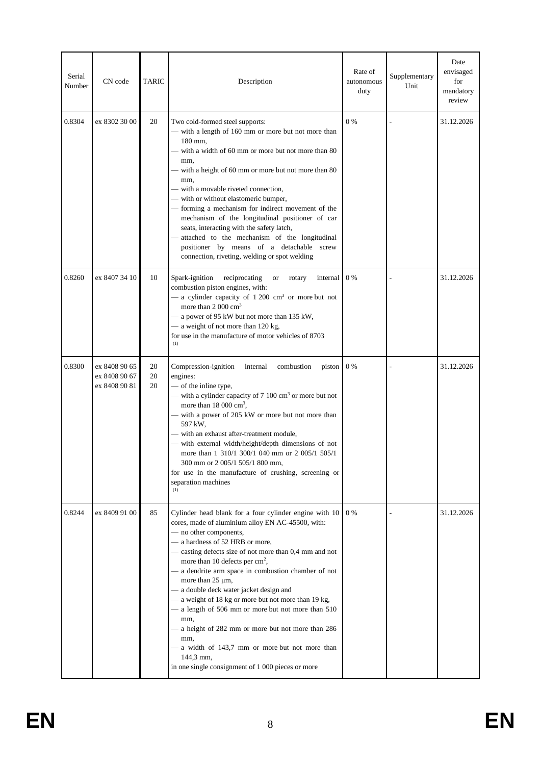| Serial Number | CN code | TARIC | Description | Rate of autonomous duty | Supplementary Unit | Date envisaged for mandatory review |
|---|---|---|---|---|---|---|
| 0.8304 | ex 8302 30 00 | 20 | Two cold-formed steel supports:<br>— with a length of 160 mm or more but not more than 180 mm,<br>— with a width of 60 mm or more but not more than 80 mm,<br>— with a height of 60 mm or more but not more than 80 mm,<br>— with a movable riveted connection,<br>— with or without elastomeric bumper,<br>— forming a mechanism for indirect movement of the mechanism of the longitudinal positioner of car seats, interacting with the safety latch,<br>— attached to the mechanism of the longitudinal positioner by means of a detachable screw connection, riveting, welding or spot welding | 0 % | - | 31.12.2026 |
| 0.8260 | ex 8407 34 10 | 10 | Spark-ignition reciprocating or rotary internal combustion piston engines, with:<br>— a cylinder capacity of 1 200 $cm^3$ or more but not more than 2 000 $cm^3$<br>— a power of 95 kW but not more than 135 kW,<br>— a weight of not more than 120 kg,<br>for use in the manufacture of motor vehicles of 8703 [(1)] | 0 % | - | 31.12.2026 |
| 0.8300 | ex 8408 90 65<br>ex 8408 90 67<br>ex 8408 90 81 | 20<br>20<br>20 | Compression-ignition internal combustion piston engines:<br>— of the inline type,<br>— with a cylinder capacity of 7 100 $cm^3$ or more but not more than 18 000 $cm^3$,<br>— with a power of 205 kW or more but not more than 597 kW,<br>— with an exhaust after-treatment module,<br>— with external width/height/depth dimensions of not more than 1 310/1 300/1 040 mm or 2 005/1 505/1 300 mm or 2 005/1 505/1 800 mm,<br>for use in the manufacture of crushing, screening or separation machines [(1)] | 0 % | - | 31.12.2026 |
| 0.8244 | ex 8409 91 00 | 85 | Cylinder head blank for a four cylinder engine with 10 cores, made of aluminium alloy EN AC-45500, with:<br>— no other components,<br>— a hardness of 52 HRB or more,<br>— casting defects size of not more than 0,4 mm and not more than 10 defects per $cm^2$,<br>— a dendrite arm space in combustion chamber of not more than 25 µm,<br>— a double deck water jacket design and<br>— a weight of 18 kg or more but not more than 19 kg,<br>— a length of 506 mm or more but not more than 510 mm,<br>— a height of 282 mm or more but not more than 286 mm,<br>— a width of 143,7 mm or more but not more than 144,3 mm,<br>in one single consignment of 1 000 pieces or more | 0 % | - | 31.12.2026 |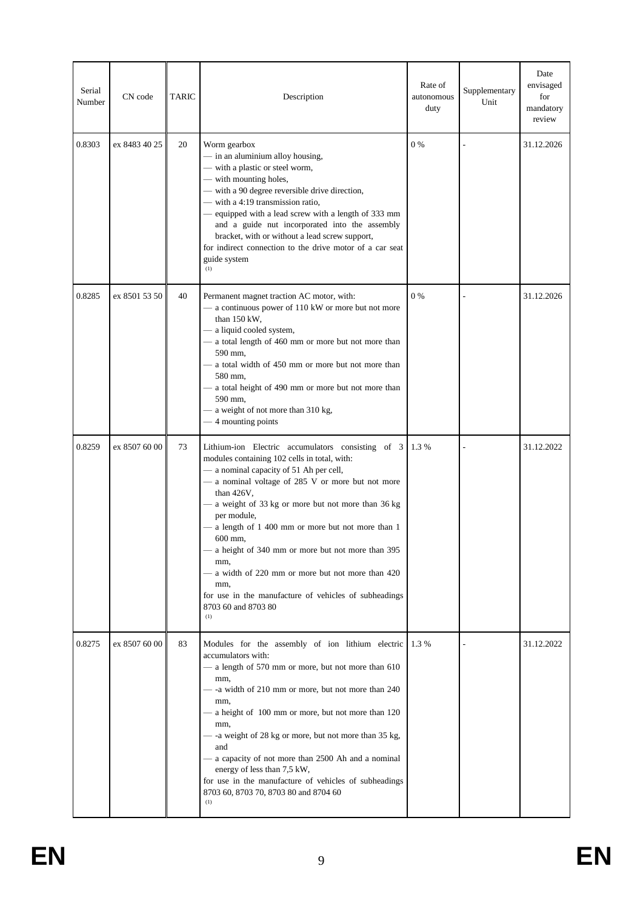| Serial Number | CN code | TARIC | Description | Rate of autonomous duty | Supplementary Unit | Date envisaged for mandatory review |
|---|---|---|---|---|---|---|
| 0.8303 | ex 8483 40 25 | 20 | Worm gearbox<br>— in an aluminium alloy housing,<br>— with a plastic or steel worm,<br>— with mounting holes,<br>— with a 90 degree reversible drive direction,<br>— with a 4:19 transmission ratio,<br>— equipped with a lead screw with a length of 333 mm and a guide nut incorporated into the assembly bracket, with or without a lead screw support,<br>for indirect connection to the drive motor of a car seat guide system<br>(1) | 0 % | - | 31.12.2026 |
| 0.8285 | ex 8501 53 50 | 40 | Permanent magnet traction AC motor, with:<br>— a continuous power of 110 kW or more but not more than 150 kW,<br>— a liquid cooled system,<br>— a total length of 460 mm or more but not more than 590 mm,<br>— a total width of 450 mm or more but not more than 580 mm,<br>— a total height of 490 mm or more but not more than 590 mm,<br>— a weight of not more than 310 kg,<br>— 4 mounting points | 0 % | - | 31.12.2026 |
| 0.8259 | ex 8507 60 00 | 73 | Lithium-ion Electric accumulators consisting of 3 modules containing 102 cells in total, with:<br>— a nominal capacity of 51 Ah per cell,<br>— a nominal voltage of 285 V or more but not more than 426V,<br>— a weight of 33 kg or more but not more than 36 kg per module,<br>— a length of 1 400 mm or more but not more than 1 600 mm,<br>— a height of 340 mm or more but not more than 395 mm,<br>— a width of 220 mm or more but not more than 420 mm,<br>for use in the manufacture of vehicles of subheadings 8703 60 and 8703 80<br>(1) | 1.3 % | - | 31.12.2022 |
| 0.8275 | ex 8507 60 00 | 83 | Modules for the assembly of ion lithium electric accumulators with:<br>— a length of 570 mm or more, but not more than 610 mm,<br>— -a width of 210 mm or more, but not more than 240 mm,<br>— a height of 100 mm or more, but not more than 120 mm,<br>— -a weight of 28 kg or more, but not more than 35 kg, and<br>— a capacity of not more than 2500 Ah and a nominal energy of less than 7,5 kW,<br>for use in the manufacture of vehicles of subheadings 8703 60, 8703 70, 8703 80 and 8704 60<br>(1) | 1.3 % | - | 31.12.2022 |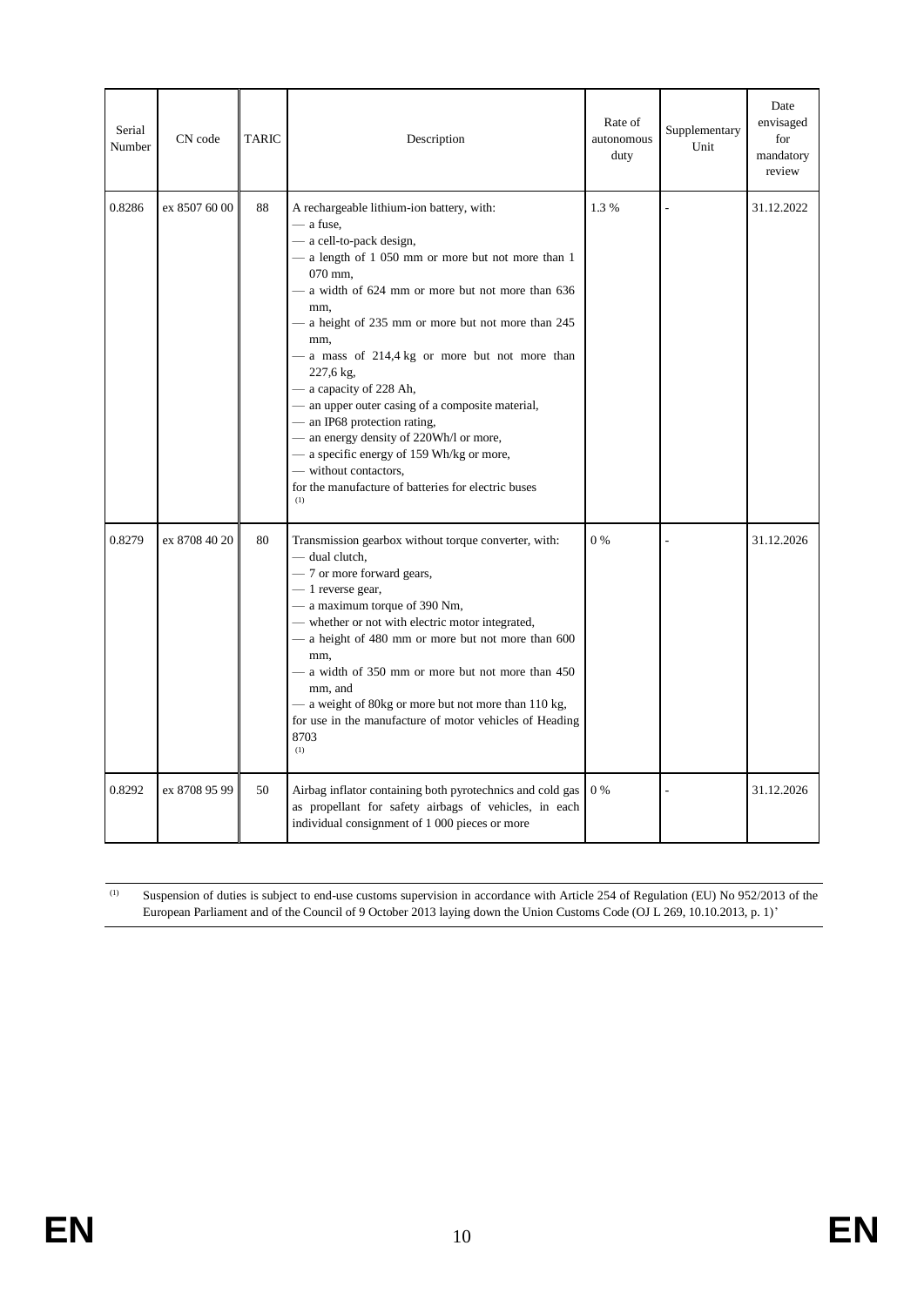| Serial Number | CN code | TARIC | Description | Rate of autonomous duty | Supplementary Unit | Date envisaged for mandatory review |
|---|---|---|---|---|---|---|
| 0.8286 | ex 8507 60 00 | 88 | A rechargeable lithium-ion battery, with:<br>— a fuse,<br>— a cell-to-pack design,<br>— a length of 1 050 mm or more but not more than 1 070 mm,<br>— a width of 624 mm or more but not more than 636 mm,<br>— a height of 235 mm or more but not more than 245 mm,<br>— a mass of 214,4 kg or more but not more than 227,6 kg,<br>— a capacity of 228 Ah,<br>— an upper outer casing of a composite material,<br>— an IP68 protection rating,<br>— an energy density of 220Wh/l or more,<br>— a specific energy of 159 Wh/kg or more,<br>— without contactors,<br>for the manufacture of batteries for electric buses [(1)] | 1.3 % | - | 31.12.2022 |
| 0.8279 | ex 8708 40 20 | 80 | Transmission gearbox without torque converter, with:<br>— dual clutch,<br>— 7 or more forward gears,<br>— 1 reverse gear,<br>— a maximum torque of 390 Nm,<br>— whether or not with electric motor integrated,<br>— a height of 480 mm or more but not more than 600 mm,<br>— a width of 350 mm or more but not more than 450 mm, and<br>— a weight of 80kg or more but not more than 110 kg,<br>for use in the manufacture of motor vehicles of Heading 8703 [(1)] | 0 % | - | 31.12.2026 |
| 0.8292 | ex 8708 95 99 | 50 | Airbag inflator containing both pyrotechnics and cold gas as propellant for safety airbags of vehicles, in each individual consignment of 1 000 pieces or more | 0 % | - | 31.12.2026 |

[(1)] Suspension of duties is subject to end-use customs supervision in accordance with Article 254 of Regulation (EU) No 952/2013 of the European Parliament and of the Council of 9 October 2013 laying down the Union Customs Code (OJ L 269, 10.10.2013, p. 1)'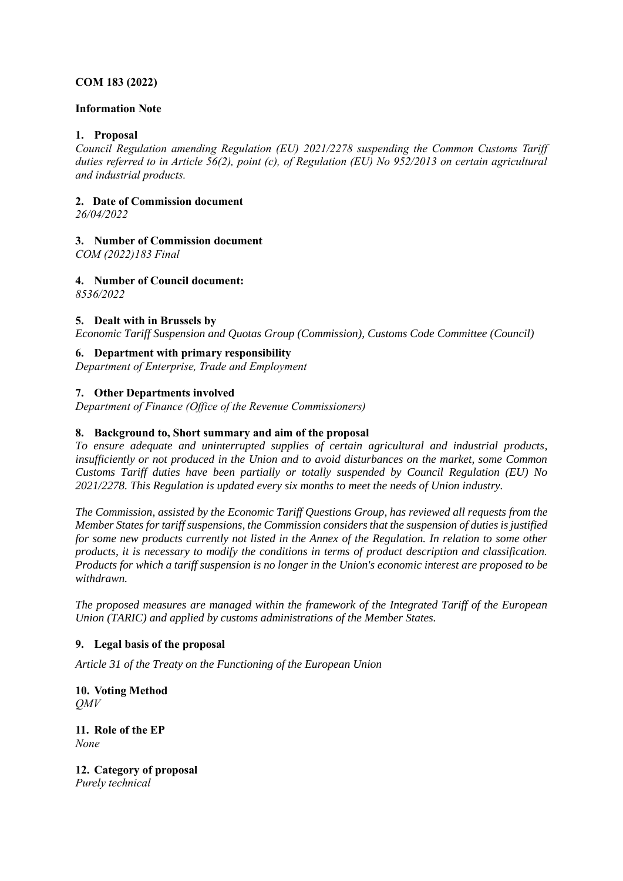**COM 183 (2022)**

**Information Note**

**1. Proposal**

*Council Regulation amending Regulation (EU) 2021/2278 suspending the Common Customs Tariff duties referred to in Article 56(2), point (c), of Regulation (EU) No 952/2013 on certain agricultural and industrial products.*

**2. Date of Commission document**

*26/04/2022*

**3. Number of Commission document**

*COM (2022)183 Final*

**4. Number of Council document:**

*8536/2022*

**5. Dealt with in Brussels by**

*Economic Tariff Suspension and Quotas Group (Commission), Customs Code Committee (Council)*

**6. Department with primary responsibility**

*Department of Enterprise, Trade and Employment*

**7. Other Departments involved**

*Department of Finance (Office of the Revenue Commissioners)*

**8. Background to, Short summary and aim of the proposal**

*To ensure adequate and uninterrupted supplies of certain agricultural and industrial products, insufficiently or not produced in the Union and to avoid disturbances on the market, some Common Customs Tariff duties have been partially or totally suspended by Council Regulation (EU) No 2021/2278. This Regulation is updated every six months to meet the needs of Union industry.*

*The Commission, assisted by the Economic Tariff Questions Group, has reviewed all requests from the Member States for tariff suspensions, the Commission considers that the suspension of duties is justified for some new products currently not listed in the Annex of the Regulation. In relation to some other products, it is necessary to modify the conditions in terms of product description and classification. Products for which a tariff suspension is no longer in the Union's economic interest are proposed to be withdrawn.*

*The proposed measures are managed within the framework of the Integrated Tariff of the European Union (TARIC) and applied by customs administrations of the Member States.*

**9. Legal basis of the proposal**

*Article 31 of the Treaty on the Functioning of the European Union*

**10. Voting Method**

*QMV*

**11. Role of the EP**

*None*

**12. Category of proposal**

*Purely technical*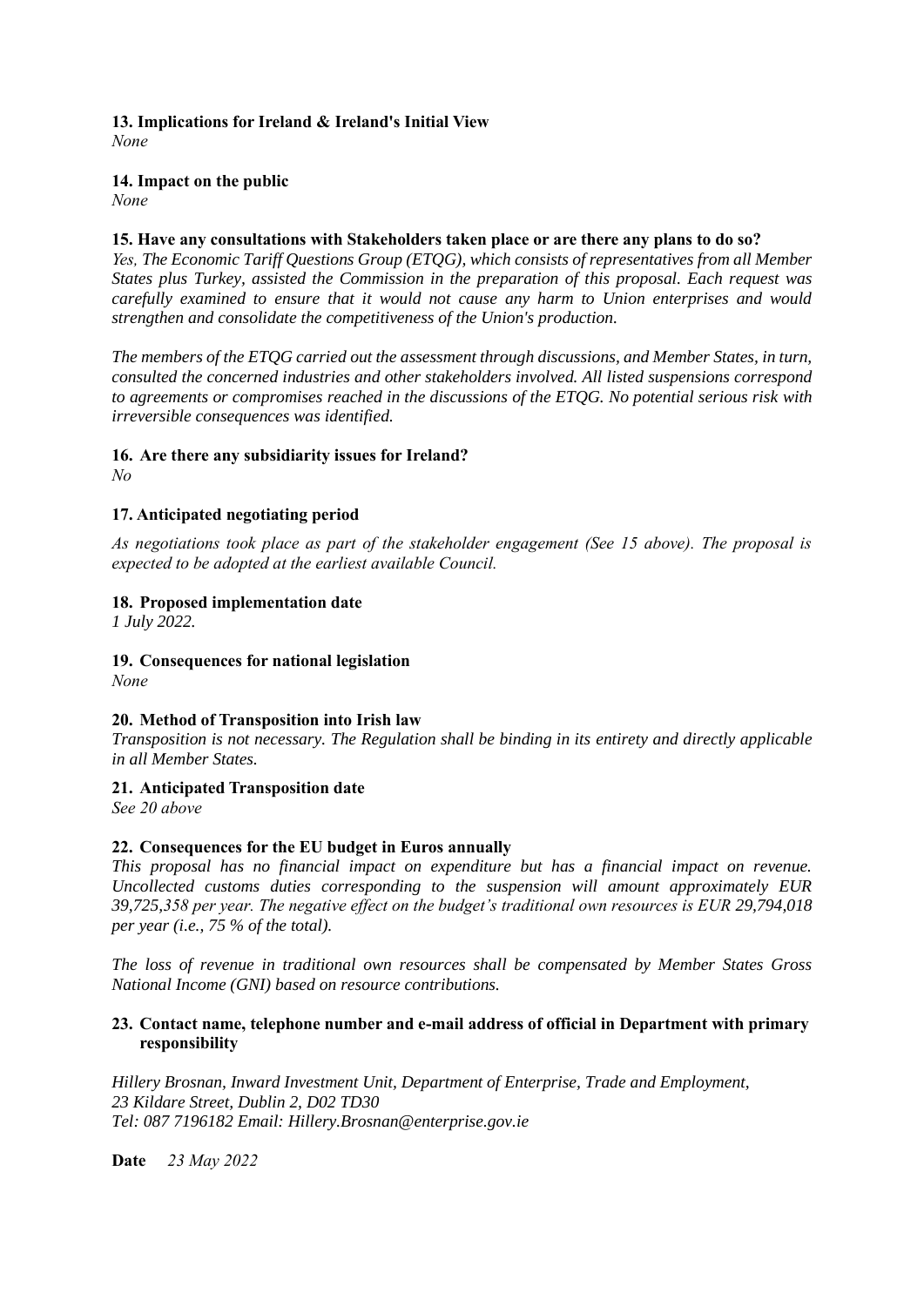**13. Implications for Ireland & Ireland's Initial View**

*None*

**14. Impact on the public**

*None*

**15. Have any consultations with Stakeholders taken place or are there any plans to do so?**

*Yes, The Economic Tariff Questions Group (ETQG), which consists of representatives from all Member States plus Turkey, assisted the Commission in the preparation of this proposal. Each request was carefully examined to ensure that it would not cause any harm to Union enterprises and would strengthen and consolidate the competitiveness of the Union's production.*

*The members of the ETQG carried out the assessment through discussions, and Member States, in turn, consulted the concerned industries and other stakeholders involved. All listed suspensions correspond to agreements or compromises reached in the discussions of the ETQG. No potential serious risk with irreversible consequences was identified.*

**16. Are there any subsidiarity issues for Ireland?**

*No*

**17. Anticipated negotiating period**

*As negotiations took place as part of the stakeholder engagement (See 15 above). The proposal is expected to be adopted at the earliest available Council.*

**18. Proposed implementation date**

*1 July 2022.*

**19. Consequences for national legislation**

*None*

**20. Method of Transposition into Irish law**

*Transposition is not necessary. The Regulation shall be binding in its entirety and directly applicable in all Member States.*

**21. Anticipated Transposition date**

*See 20 above*

**22. Consequences for the EU budget in Euros annually**

*This proposal has no financial impact on expenditure but has a financial impact on revenue. Uncollected customs duties corresponding to the suspension will amount approximately EUR 39,725,358 per year. The negative effect on the budget's traditional own resources is EUR 29,794,018 per year (i.e., 75 % of the total).*

*The loss of revenue in traditional own resources shall be compensated by Member States Gross National Income (GNI) based on resource contributions.*

**23. Contact name, telephone number and e-mail address of official in Department with primary responsibility**

*Hillery Brosnan, Inward Investment Unit, Department of Enterprise, Trade and Employment,*
*23 Kildare Street, Dublin 2, D02 TD30*
*Tel: 087 7196182 Email: Hillery.Brosnan@enterprise.gov.ie*

**Date** *23 May 2022*